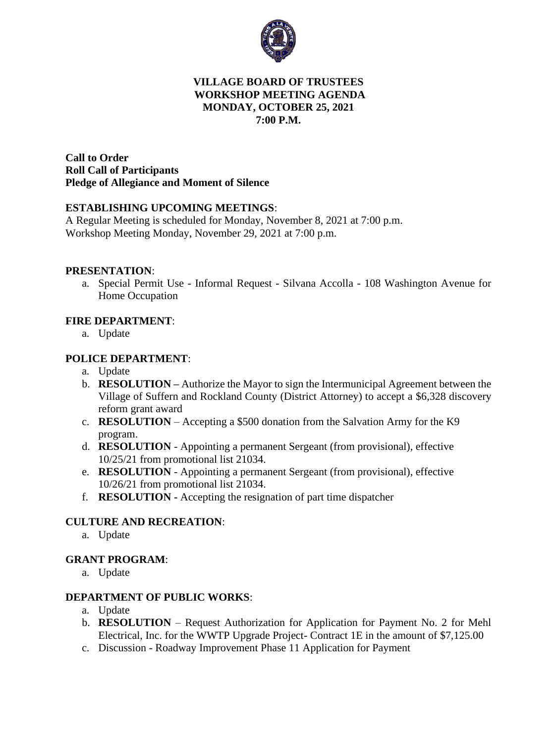# VILLAGE BOARD OF TRUSTEES
## WORKSHOP MEETING AGENDA
## MONDAY, OCTOBER 25, 2021
## 7:00 P.M.

**Call to Order**
**Roll Call of Participants**
**Pledge of Allegiance and Moment of Silence**

**ESTABLISHING UPCOMING MEETINGS**:

A Regular Meeting is scheduled for Monday, November 8, 2021 at 7:00 p.m.
Workshop Meeting Monday, November 29, 2021 at 7:00 p.m.

**PRESENTATION**:

a. Special Permit Use - Informal Request - Silvana Accolla - 108 Washington Avenue for Home Occupation

**FIRE DEPARTMENT**:

a. Update

**POLICE DEPARTMENT**:

a. Update
b. **RESOLUTION –** Authorize the Mayor to sign the Intermunicipal Agreement between the Village of Suffern and Rockland County (District Attorney) to accept a $6,328 discovery reform grant award
c. **RESOLUTION** – Accepting a $500 donation from the Salvation Army for the K9 program.
d. **RESOLUTION** - Appointing a permanent Sergeant (from provisional), effective 10/25/21 from promotional list 21034.
e. **RESOLUTION** - Appointing a permanent Sergeant (from provisional), effective 10/26/21 from promotional list 21034.
f. **RESOLUTION** - Accepting the resignation of part time dispatcher

**CULTURE AND RECREATION**:

a. Update

**GRANT PROGRAM**:

a. Update

**DEPARTMENT OF PUBLIC WORKS**:

a. Update
b. **RESOLUTION** – Request Authorization for Application for Payment No. 2 for Mehl Electrical, Inc. for the WWTP Upgrade Project- Contract 1E in the amount of $7,125.00
c. Discussion - Roadway Improvement Phase 11 Application for Payment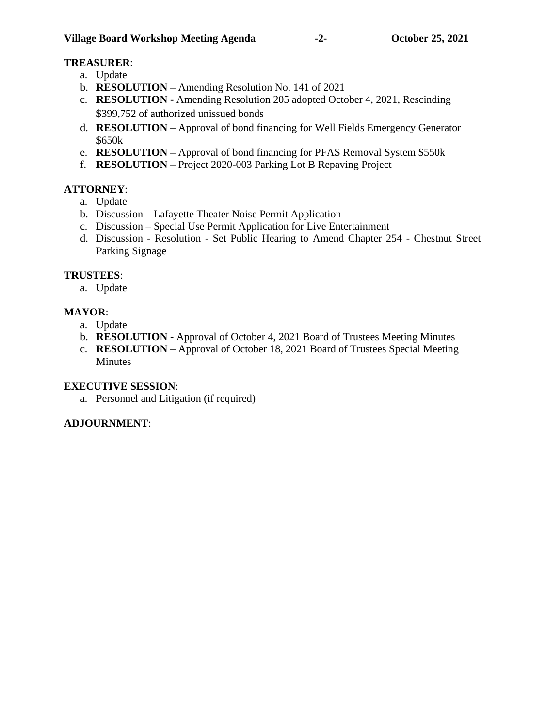**TREASURER**:

a. Update
b. **RESOLUTION –** Amending Resolution No. 141 of 2021
c. **RESOLUTION -** Amending Resolution 205 adopted October 4, 2021, Rescinding $399,752 of authorized unissued bonds
d. **RESOLUTION –** Approval of bond financing for Well Fields Emergency Generator $650k
e. **RESOLUTION –** Approval of bond financing for PFAS Removal System $550k
f. **RESOLUTION –** Project 2020-003 Parking Lot B Repaving Project

**ATTORNEY**:

a. Update
b. Discussion – Lafayette Theater Noise Permit Application
c. Discussion – Special Use Permit Application for Live Entertainment
d. Discussion - Resolution - Set Public Hearing to Amend Chapter 254 - Chestnut Street Parking Signage

**TRUSTEES**:

a. Update

**MAYOR**:

a. Update
b. **RESOLUTION -** Approval of October 4, 2021 Board of Trustees Meeting Minutes
c. **RESOLUTION –** Approval of October 18, 2021 Board of Trustees Special Meeting Minutes

**EXECUTIVE SESSION**:

a. Personnel and Litigation (if required)

**ADJOURNMENT**: